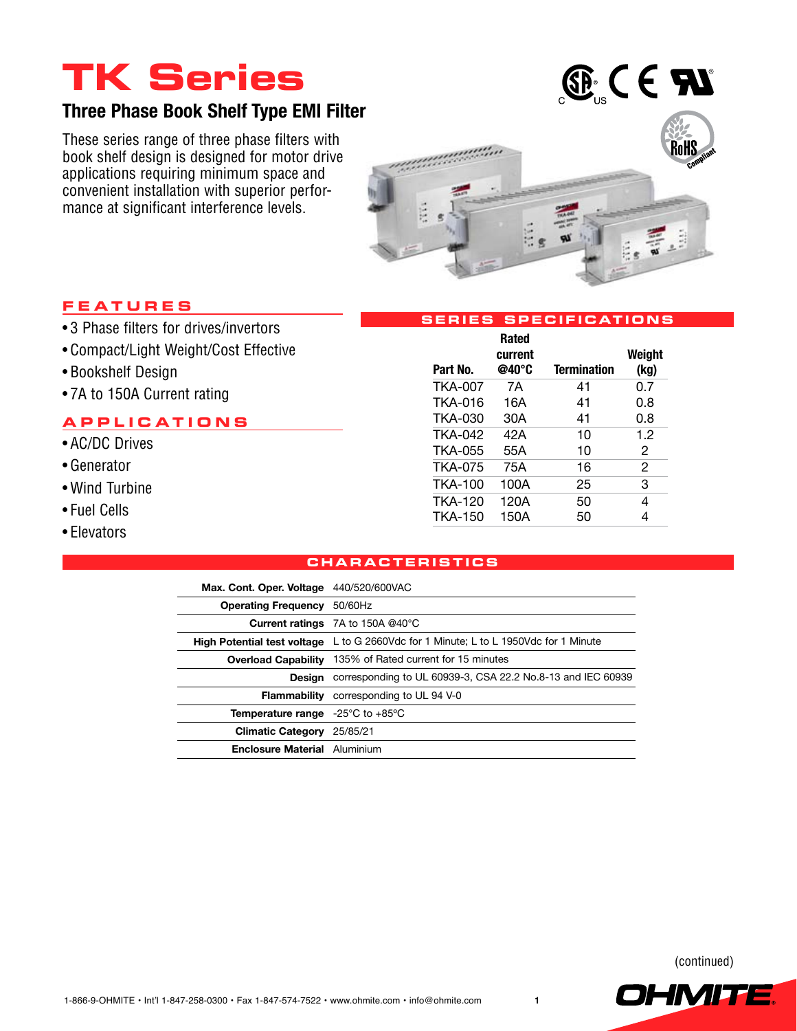# TK Series

## Three Phase Book Shelf Type EMI Filter

These series range of three phase filters with book shelf design is designed for motor drive applications requiring minimum space and convenient installation with superior performance at significant interference levels.

### FEATURES

- 3 Phase filters for drives/invertors
- Compact/Light Weight/Cost Effective
- Bookshelf Design
- 7A to 150A Current rating

### APPLICATIONS

- AC/DC Drives
- Generator
- Wind Turbine
- Fuel Cells
- Elevators

### SERIES SPECIFICATIONS

| Part No. | Rated current @40°C | Termination | Weight (kg) |
|---|---|---|---|
| TKA-007 | 7A | 41 | 0.7 |
| TKA-016 | 16A | 41 | 0.8 |
| TKA-030 | 30A | 41 | 0.8 |
| TKA-042 | 42A | 10 | 1.2 |
| TKA-055 | 55A | 10 | 2 |
| TKA-075 | 75A | 16 | 2 |
| TKA-100 | 100A | 25 | 3 |
| TKA-120 | 120A | 50 | 4 |
| TKA-150 | 150A | 50 | 4 |

### CHARACTERISTICS

| | |
|---|---|
| **Max. Cont. Oper. Voltage** | 440/520/600VAC |
| **Operating Frequency** | 50/60Hz |
| **Current ratings** | 7A to 150A @40°C |
| **High Potential test voltage** | L to G 2660Vdc for 1 Minute; L to L 1950Vdc for 1 Minute |
| **Overload Capability** | 135% of Rated current for 15 minutes |
| **Design** | corresponding to UL 60939-3, CSA 22.2 No.8-13 and IEC 60939 |
| **Flammability** | corresponding to UL 94 V-0 |
| **Temperature range** | -25°C to +85°C |
| **Climatic Category** | 25/85/21 |
| **Enclosure Material** | Aluminium |

(continued)

1-866-9-OHMITE • Int'l 1-847-258-0300 • Fax 1-847-574-7522 • www.ohmite.com • info@ohmite.com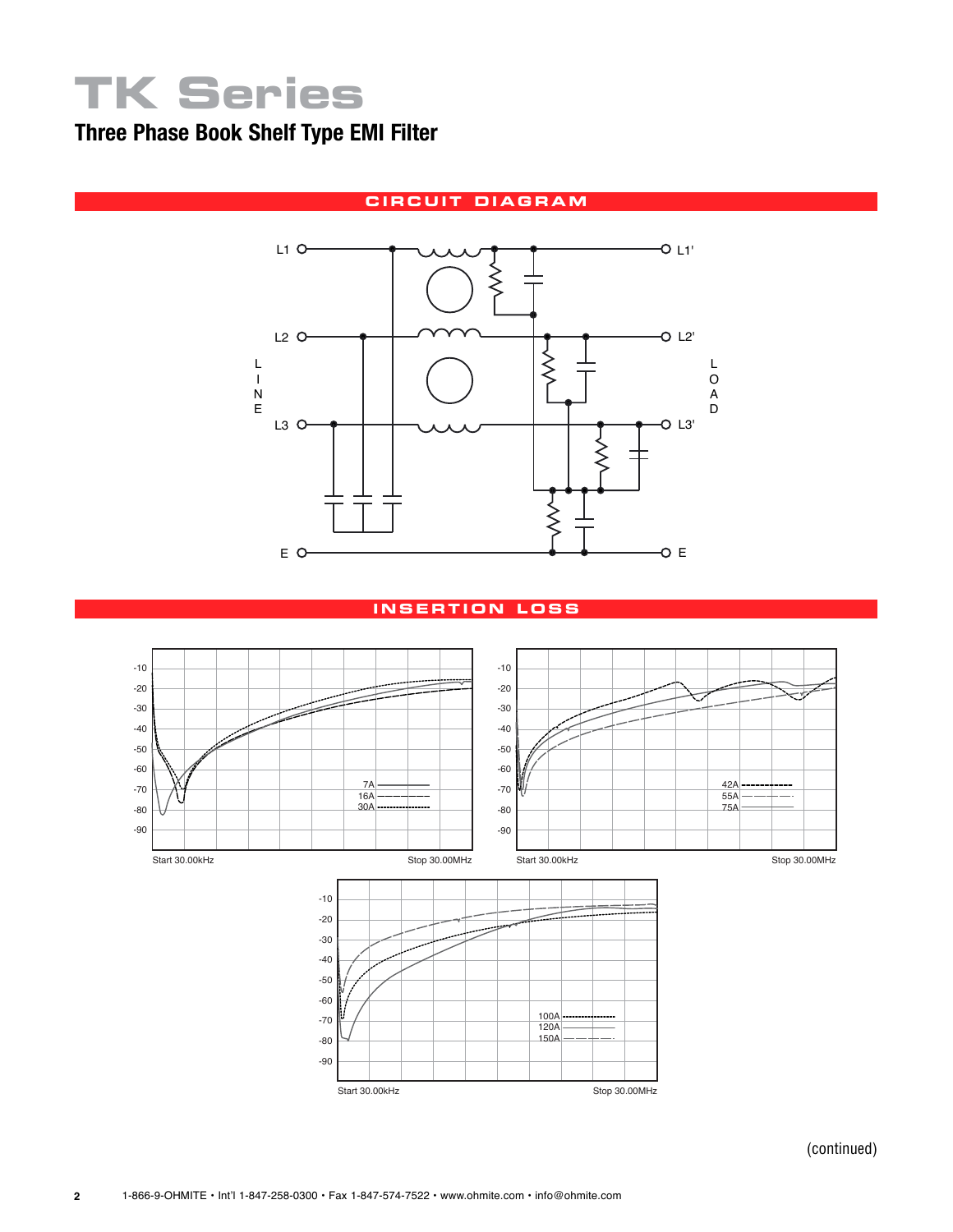# TK Series

## Three Phase Book Shelf Type EMI Filter

### CIRCUIT DIAGRAM

L1 L1'

L2 L2'

L3 L3'

LINE

LOAD

E E

### INSERTION LOSS

-10
-20
-30
-40
-50
-60
-70
-80
-90

7A
16A
30A

Start 30.00kHz Stop 30.00MHz

-10
-20
-30
-40
-50
-60
-70
-80
-90

42A
55A
75A

Start 30.00kHz Stop 30.00MHz

-10
-20
-30
-40
-50
-60
-70
-80
-90

100A
120A
150A

Start 30.00kHz Stop 30.00MHz

(continued)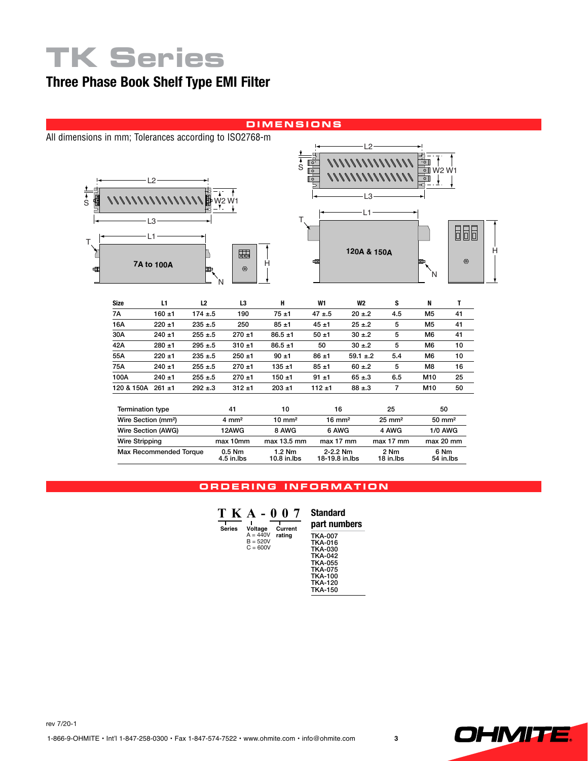# TK Series

## Three Phase Book Shelf Type EMI Filter

### DIMENSIONS

All dimensions in mm; Tolerances according to ISO2768-m

L2
S
W2 W1
L3
T
L1
7A to 100A
N
H

L2
S
W2 W1
L3
T
L1
120A & 150A
N
H

| Size | L1 | L2 | L3 | H | W1 | W2 | S | N | T |
|---|---|---|---|---|---|---|---|---|---|
| 7A | 160 ±1 | 174 ±.5 | 190 | 75 ±1 | 47 ±.5 | 20 ±.2 | 4.5 | M5 | 41 |
| 16A | 220 ±1 | 235 ±.5 | 250 | 85 ±1 | 45 ±1 | 25 ±.2 | 5 | M5 | 41 |
| 30A | 240 ±1 | 255 ±.5 | 270 ±1 | 86.5 ±1 | 50 ±1 | 30 ±.2 | 5 | M6 | 41 |
| 42A | 280 ±1 | 295 ±.5 | 310 ±1 | 86.5 ±1 | 50 | 30 ±.2 | 5 | M6 | 10 |
| 55A | 220 ±1 | 235 ±.5 | 250 ±1 | 90 ±1 | 86 ±1 | 59.1 ±.2 | 5.4 | M6 | 10 |
| 75A | 240 ±1 | 255 ±.5 | 270 ±1 | 135 ±1 | 85 ±1 | 60 ±.2 | 5 | M8 | 16 |
| 100A | 240 ±1 | 255 ±.5 | 270 ±1 | 150 ±1 | 91 ±1 | 65 ±.3 | 6.5 | M10 | 25 |
| 120 & 150A | 261 ±1 | 292 ±.3 | 312 ±1 | 203 ±1 | 112 ±1 | 88 ±.3 | 7 | M10 | 50 |

| Termination type | 41 | 10 | 16 | 25 | 50 |
|---|---|---|---|---|---|
| Wire Section (mm²) | 4 mm² | 10 mm² | 16 mm² | 25 mm² | 50 mm² |
| Wire Section (AWG) | 12AWG | 8 AWG | 6 AWG | 4 AWG | 1/0 AWG |
| Wire Stripping | max 10mm | max 13.5 mm | max 17 mm | max 17 mm | max 20 mm |
| Max Recommended Torque | 0.5 Nm 4.5 in.lbs | 1.2 Nm 10.8 in.lbs | 2-2.2 Nm 18-19.8 in.lbs | 2 Nm 18 in.lbs | 6 Nm 54 in.lbs |

### ORDERING INFORMATION

**T K A - 0 0 7**

- Series (TK)
- Voltage: A = 440V, B = 520V, C = 600V
- Current rating

**Standard part numbers**

TKA-007
TKA-016
TKA-030
TKA-042
TKA-055
TKA-075
TKA-100
TKA-120
TKA-150

rev 7/20-1

1-866-9-OHMITE • Int'l 1-847-258-0300 • Fax 1-847-574-7522 • www.ohmite.com • info@ohmite.com

OHMITE